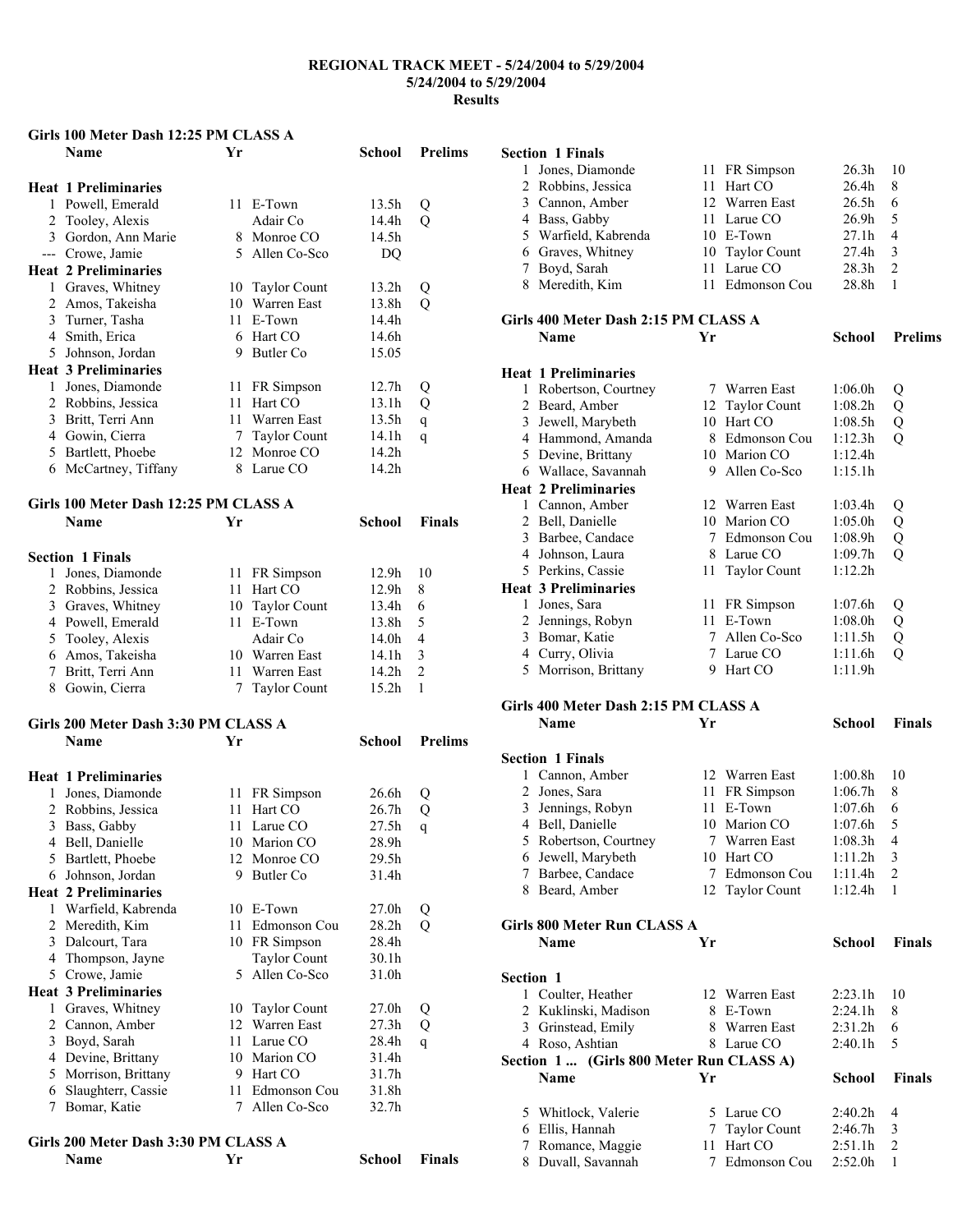# REGIONAL TRACK MEET - 5/24/2004 to 5/29/2004
## 5/24/2004 to 5/29/2004
## Results

### Girls 100 Meter Dash 12:25 PM CLASS A

| | Name | Yr | School | Prelims | |
|---|---|---|---|---|---|
| **Heat 1 Preliminaries** | | | | | |
| 1 | Powell, Emerald | 11 | E-Town | 13.5h | Q |
| 2 | Tooley, Alexis | | Adair Co | 14.4h | Q |
| 3 | Gordon, Ann Marie | 8 | Monroe CO | 14.5h | |
| --- | Crowe, Jamie | 5 | Allen Co-Sco | DQ | |
| **Heat 2 Preliminaries** | | | | | |
| 1 | Graves, Whitney | 10 | Taylor Count | 13.2h | Q |
| 2 | Amos, Takeisha | 10 | Warren East | 13.8h | Q |
| 3 | Turner, Tasha | 11 | E-Town | 14.4h | |
| 4 | Smith, Erica | 6 | Hart CO | 14.6h | |
| 5 | Johnson, Jordan | 9 | Butler Co | 15.05 | |
| **Heat 3 Preliminaries** | | | | | |
| 1 | Jones, Diamonde | 11 | FR Simpson | 12.7h | Q |
| 2 | Robbins, Jessica | 11 | Hart CO | 13.1h | Q |
| 3 | Britt, Terri Ann | 11 | Warren East | 13.5h | q |
| 4 | Gowin, Cierra | 7 | Taylor Count | 14.1h | q |
| 5 | Bartlett, Phoebe | 12 | Monroe CO | 14.2h | |
| 6 | McCartney, Tiffany | 8 | Larue CO | 14.2h | |

### Girls 100 Meter Dash 12:25 PM CLASS A

| | Name | Yr | School | Finals | |
|---|---|---|---|---|---|
| **Section 1 Finals** | | | | | |
| 1 | Jones, Diamonde | 11 | FR Simpson | 12.9h | 10 |
| 2 | Robbins, Jessica | 11 | Hart CO | 12.9h | 8 |
| 3 | Graves, Whitney | 10 | Taylor Count | 13.4h | 6 |
| 4 | Powell, Emerald | 11 | E-Town | 13.8h | 5 |
| 5 | Tooley, Alexis | | Adair Co | 14.0h | 4 |
| 6 | Amos, Takeisha | 10 | Warren East | 14.1h | 3 |
| 7 | Britt, Terri Ann | 11 | Warren East | 14.2h | 2 |
| 8 | Gowin, Cierra | 7 | Taylor Count | 15.2h | 1 |

### Girls 200 Meter Dash 3:30 PM CLASS A

| | Name | Yr | School | Prelims | |
|---|---|---|---|---|---|
| **Heat 1 Preliminaries** | | | | | |
| 1 | Jones, Diamonde | 11 | FR Simpson | 26.6h | Q |
| 2 | Robbins, Jessica | 11 | Hart CO | 26.7h | Q |
| 3 | Bass, Gabby | 11 | Larue CO | 27.5h | q |
| 4 | Bell, Danielle | 10 | Marion CO | 28.9h | |
| 5 | Bartlett, Phoebe | 12 | Monroe CO | 29.5h | |
| 6 | Johnson, Jordan | 9 | Butler Co | 31.4h | |
| **Heat 2 Preliminaries** | | | | | |
| 1 | Warfield, Kabrenda | 10 | E-Town | 27.0h | Q |
| 2 | Meredith, Kim | 11 | Edmonson Cou | 28.2h | Q |
| 3 | Dalcourt, Tara | 10 | FR Simpson | 28.4h | |
| 4 | Thompson, Jayne | | Taylor Count | 30.1h | |
| 5 | Crowe, Jamie | 5 | Allen Co-Sco | 31.0h | |
| **Heat 3 Preliminaries** | | | | | |
| 1 | Graves, Whitney | 10 | Taylor Count | 27.0h | Q |
| 2 | Cannon, Amber | 12 | Warren East | 27.3h | Q |
| 3 | Boyd, Sarah | 11 | Larue CO | 28.4h | q |
| 4 | Devine, Brittany | 10 | Marion CO | 31.4h | |
| 5 | Morrison, Brittany | 9 | Hart CO | 31.7h | |
| 6 | Slaughterr, Cassie | 11 | Edmonson Cou | 31.8h | |
| 7 | Bomar, Katie | 7 | Allen Co-Sco | 32.7h | |

### Girls 200 Meter Dash 3:30 PM CLASS A

| | Name | Yr | School | Finals | |
|---|---|---|---|---|---|
| **Section 1 Finals** | | | | | |
| 1 | Jones, Diamonde | 11 | FR Simpson | 26.3h | 10 |
| 2 | Robbins, Jessica | 11 | Hart CO | 26.4h | 8 |
| 3 | Cannon, Amber | 12 | Warren East | 26.5h | 6 |
| 4 | Bass, Gabby | 11 | Larue CO | 26.9h | 5 |
| 5 | Warfield, Kabrenda | 10 | E-Town | 27.1h | 4 |
| 6 | Graves, Whitney | 10 | Taylor Count | 27.4h | 3 |
| 7 | Boyd, Sarah | 11 | Larue CO | 28.3h | 2 |
| 8 | Meredith, Kim | 11 | Edmonson Cou | 28.8h | 1 |

### Girls 400 Meter Dash 2:15 PM CLASS A

| | Name | Yr | School | Prelims | |
|---|---|---|---|---|---|
| **Heat 1 Preliminaries** | | | | | |
| 1 | Robertson, Courtney | 7 | Warren East | 1:06.0h | Q |
| 2 | Beard, Amber | 12 | Taylor Count | 1:08.2h | Q |
| 3 | Jewell, Marybeth | 10 | Hart CO | 1:08.5h | Q |
| 4 | Hammond, Amanda | 8 | Edmonson Cou | 1:12.3h | Q |
| 5 | Devine, Brittany | 10 | Marion CO | 1:12.4h | |
| 6 | Wallace, Savannah | 9 | Allen Co-Sco | 1:15.1h | |
| **Heat 2 Preliminaries** | | | | | |
| 1 | Cannon, Amber | 12 | Warren East | 1:03.4h | Q |
| 2 | Bell, Danielle | 10 | Marion CO | 1:05.0h | Q |
| 3 | Barbee, Candace | 7 | Edmonson Cou | 1:08.9h | Q |
| 4 | Johnson, Laura | 8 | Larue CO | 1:09.7h | Q |
| 5 | Perkins, Cassie | 11 | Taylor Count | 1:12.2h | |
| **Heat 3 Preliminaries** | | | | | |
| 1 | Jones, Sara | 11 | FR Simpson | 1:07.6h | Q |
| 2 | Jennings, Robyn | 11 | E-Town | 1:08.0h | Q |
| 3 | Bomar, Katie | 7 | Allen Co-Sco | 1:11.5h | Q |
| 4 | Curry, Olivia | 7 | Larue CO | 1:11.6h | Q |
| 5 | Morrison, Brittany | 9 | Hart CO | 1:11.9h | |

### Girls 400 Meter Dash 2:15 PM CLASS A

| | Name | Yr | School | Finals | |
|---|---|---|---|---|---|
| **Section 1 Finals** | | | | | |
| 1 | Cannon, Amber | 12 | Warren East | 1:00.8h | 10 |
| 2 | Jones, Sara | 11 | FR Simpson | 1:06.7h | 8 |
| 3 | Jennings, Robyn | 11 | E-Town | 1:07.6h | 6 |
| 4 | Bell, Danielle | 10 | Marion CO | 1:07.6h | 5 |
| 5 | Robertson, Courtney | 7 | Warren East | 1:08.3h | 4 |
| 6 | Jewell, Marybeth | 10 | Hart CO | 1:11.2h | 3 |
| 7 | Barbee, Candace | 7 | Edmonson Cou | 1:11.4h | 2 |
| 8 | Beard, Amber | 12 | Taylor Count | 1:12.4h | 1 |

### Girls 800 Meter Run CLASS A

| | Name | Yr | School | Finals | |
|---|---|---|---|---|---|
| **Section 1** | | | | | |
| 1 | Coulter, Heather | 12 | Warren East | 2:23.1h | 10 |
| 2 | Kuklinski, Madison | 8 | E-Town | 2:24.1h | 8 |
| 3 | Grinstead, Emily | 8 | Warren East | 2:31.2h | 6 |
| 4 | Roso, Ashtian | 8 | Larue CO | 2:40.1h | 5 |
| **Section 1 ... (Girls 800 Meter Run CLASS A)** | | | | | |
| 5 | Whitlock, Valerie | 5 | Larue CO | 2:40.2h | 4 |
| 6 | Ellis, Hannah | 7 | Taylor Count | 2:46.7h | 3 |
| 7 | Romance, Maggie | 11 | Hart CO | 2:51.1h | 2 |
| 8 | Duvall, Savannah | 7 | Edmonson Cou | 2:52.0h | 1 |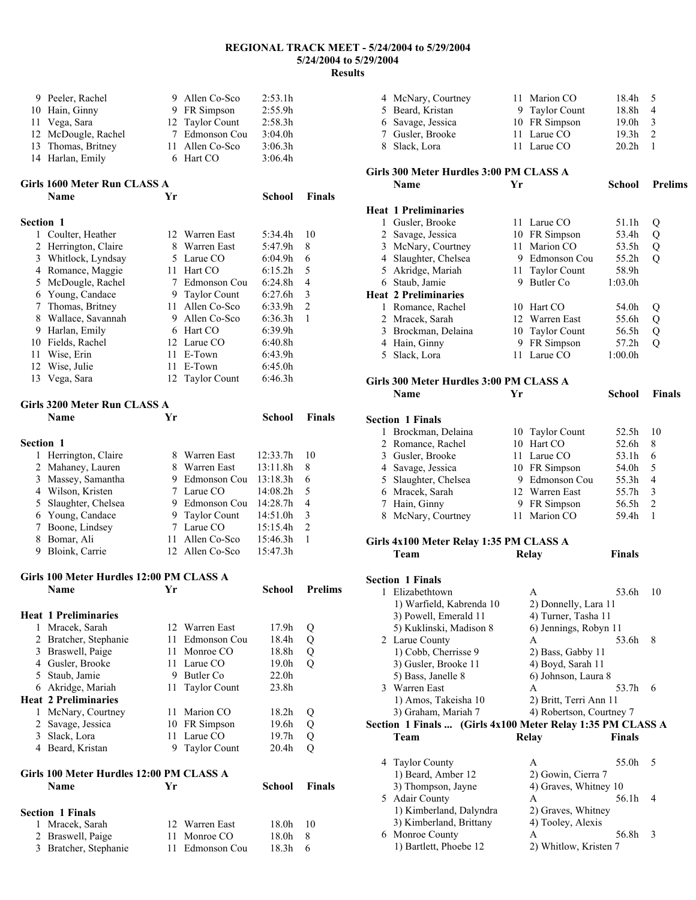# REGIONAL TRACK MEET - 5/24/2004 to 5/29/2004

**5/24/2004 to 5/29/2004**

**Results**

| | Name | Yr | School | Finals | |
|---|---|---|---|---|---|
| 9 | Peeler, Rachel | 9 | Allen Co-Sco | 2:53.1h | |
| 10 | Hain, Ginny | 9 | FR Simpson | 2:55.9h | |
| 11 | Vega, Sara | 12 | Taylor Count | 2:58.3h | |
| 12 | McDougle, Rachel | 7 | Edmonson Cou | 3:04.0h | |
| 13 | Thomas, Britney | 11 | Allen Co-Sco | 3:06.3h | |
| 14 | Harlan, Emily | 6 | Hart CO | 3:06.4h | |

### Girls 1600 Meter Run CLASS A

**Section 1**

| | Name | Yr | School | Finals | |
|---|---|---|---|---|---|
| 1 | Coulter, Heather | 12 | Warren East | 5:34.4h | 10 |
| 2 | Herrington, Claire | 8 | Warren East | 5:47.9h | 8 |
| 3 | Whitlock, Lyndsay | 5 | Larue CO | 6:04.9h | 6 |
| 4 | Romance, Maggie | 11 | Hart CO | 6:15.2h | 5 |
| 5 | McDougle, Rachel | 7 | Edmonson Cou | 6:24.8h | 4 |
| 6 | Young, Candace | 9 | Taylor Count | 6:27.6h | 3 |
| 7 | Thomas, Britney | 11 | Allen Co-Sco | 6:33.9h | 2 |
| 8 | Wallace, Savannah | 9 | Allen Co-Sco | 6:36.3h | 1 |
| 9 | Harlan, Emily | 6 | Hart CO | 6:39.9h | |
| 10 | Fields, Rachel | 12 | Larue CO | 6:40.8h | |
| 11 | Wise, Erin | 11 | E-Town | 6:43.9h | |
| 12 | Wise, Julie | 11 | E-Town | 6:45.0h | |
| 13 | Vega, Sara | 12 | Taylor Count | 6:46.3h | |

### Girls 3200 Meter Run CLASS A

**Section 1**

| | Name | Yr | School | Finals | |
|---|---|---|---|---|---|
| 1 | Herrington, Claire | 8 | Warren East | 12:33.7h | 10 |
| 2 | Mahaney, Lauren | 8 | Warren East | 13:11.8h | 8 |
| 3 | Massey, Samantha | 9 | Edmonson Cou | 13:18.3h | 6 |
| 4 | Wilson, Kristen | 7 | Larue CO | 14:08.2h | 5 |
| 5 | Slaughter, Chelsea | 9 | Edmonson Cou | 14:28.7h | 4 |
| 6 | Young, Candace | 9 | Taylor Count | 14:51.0h | 3 |
| 7 | Boone, Lindsey | 7 | Larue CO | 15:15.4h | 2 |
| 8 | Bomar, Ali | 11 | Allen Co-Sco | 15:46.3h | 1 |
| 9 | Bloink, Carrie | 12 | Allen Co-Sco | 15:47.3h | |

### Girls 100 Meter Hurdles 12:00 PM CLASS A

| | Name | Yr | School | Prelims | |
|---|---|---|---|---|---|
| **Heat 1 Preliminaries** | | | | | |
| 1 | Mracek, Sarah | 12 | Warren East | 17.9h | Q |
| 2 | Bratcher, Stephanie | 11 | Edmonson Cou | 18.4h | Q |
| 3 | Braswell, Paige | 11 | Monroe CO | 18.8h | Q |
| 4 | Gusler, Brooke | 11 | Larue CO | 19.0h | Q |
| 5 | Staub, Jamie | 9 | Butler Co | 22.0h | |
| 6 | Akridge, Mariah | 11 | Taylor Count | 23.8h | |
| **Heat 2 Preliminaries** | | | | | |
| 1 | McNary, Courtney | 11 | Marion CO | 18.2h | Q |
| 2 | Savage, Jessica | 10 | FR Simpson | 19.6h | Q |
| 3 | Slack, Lora | 11 | Larue CO | 19.7h | Q |
| 4 | Beard, Kristan | 9 | Taylor Count | 20.4h | Q |

### Girls 100 Meter Hurdles 12:00 PM CLASS A

**Section 1 Finals**

| | Name | Yr | School | Finals | |
|---|---|---|---|---|---|
| 1 | Mracek, Sarah | 12 | Warren East | 18.0h | 10 |
| 2 | Braswell, Paige | 11 | Monroe CO | 18.0h | 8 |
| 3 | Bratcher, Stephanie | 11 | Edmonson Cou | 18.3h | 6 |
| 4 | McNary, Courtney | 11 | Marion CO | 18.4h | 5 |
| 5 | Beard, Kristan | 9 | Taylor Count | 18.8h | 4 |
| 6 | Savage, Jessica | 10 | FR Simpson | 19.0h | 3 |
| 7 | Gusler, Brooke | 11 | Larue CO | 19.3h | 2 |
| 8 | Slack, Lora | 11 | Larue CO | 20.2h | 1 |

### Girls 300 Meter Hurdles 3:00 PM CLASS A

| | Name | Yr | School | Prelims | |
|---|---|---|---|---|---|
| **Heat 1 Preliminaries** | | | | | |
| 1 | Gusler, Brooke | 11 | Larue CO | 51.1h | Q |
| 2 | Savage, Jessica | 10 | FR Simpson | 53.4h | Q |
| 3 | McNary, Courtney | 11 | Marion CO | 53.5h | Q |
| 4 | Slaughter, Chelsea | 9 | Edmonson Cou | 55.2h | Q |
| 5 | Akridge, Mariah | 11 | Taylor Count | 58.9h | |
| 6 | Staub, Jamie | 9 | Butler Co | 1:03.0h | |
| **Heat 2 Preliminaries** | | | | | |
| 1 | Romance, Rachel | 10 | Hart CO | 54.0h | Q |
| 2 | Mracek, Sarah | 12 | Warren East | 55.6h | Q |
| 3 | Brockman, Delaina | 10 | Taylor Count | 56.5h | Q |
| 4 | Hain, Ginny | 9 | FR Simpson | 57.2h | Q |
| 5 | Slack, Lora | 11 | Larue CO | 1:00.0h | |

### Girls 300 Meter Hurdles 3:00 PM CLASS A

**Section 1 Finals**

| | Name | Yr | School | Finals | |
|---|---|---|---|---|---|
| 1 | Brockman, Delaina | 10 | Taylor Count | 52.5h | 10 |
| 2 | Romance, Rachel | 10 | Hart CO | 52.6h | 8 |
| 3 | Gusler, Brooke | 11 | Larue CO | 53.1h | 6 |
| 4 | Savage, Jessica | 10 | FR Simpson | 54.0h | 5 |
| 5 | Slaughter, Chelsea | 9 | Edmonson Cou | 55.3h | 4 |
| 6 | Mracek, Sarah | 12 | Warren East | 55.7h | 3 |
| 7 | Hain, Ginny | 9 | FR Simpson | 56.5h | 2 |
| 8 | McNary, Courtney | 11 | Marion CO | 59.4h | 1 |

### Girls 4x100 Meter Relay 1:35 PM CLASS A

**Section 1 Finals**

| | Team | Relay | Finals | |
|---|---|---|---|---|
| 1 | Elizabethtown | A | 53.6h | 10 |
| | 1) Warfield, Kabrenda 10 | 2) Donnelly, Lara 11 | | |
| | 3) Powell, Emerald 11 | 4) Turner, Tasha 11 | | |
| | 5) Kuklinski, Madison 8 | 6) Jennings, Robyn 11 | | |
| 2 | Larue County | A | 53.6h | 8 |
| | 1) Cobb, Cherrisse 9 | 2) Bass, Gabby 11 | | |
| | 3) Gusler, Brooke 11 | 4) Boyd, Sarah 11 | | |
| | 5) Bass, Janelle 8 | 6) Johnson, Laura 8 | | |
| 3 | Warren East | A | 53.7h | 6 |
| | 1) Amos, Takeisha 10 | 2) Britt, Terri Ann 11 | | |
| | 3) Graham, Mariah 7 | 4) Robertson, Courtney 7 | | |

**Section 1 Finals ... (Girls 4x100 Meter Relay 1:35 PM CLASS A**

| | Team | Relay | Finals | |
|---|---|---|---|---|
| 4 | Taylor County | A | 55.0h | 5 |
| | 1) Beard, Amber 12 | 2) Gowin, Cierra 7 | | |
| | 3) Thompson, Jayne | 4) Graves, Whitney 10 | | |
| 5 | Adair County | A | 56.1h | 4 |
| | 1) Kimberland, Dalyndra | 2) Graves, Whitney | | |
| | 3) Kimberland, Brittany | 4) Tooley, Alexis | | |
| 6 | Monroe County | A | 56.8h | 3 |
| | 1) Bartlett, Phoebe 12 | 2) Whitlow, Kristen 7 | | |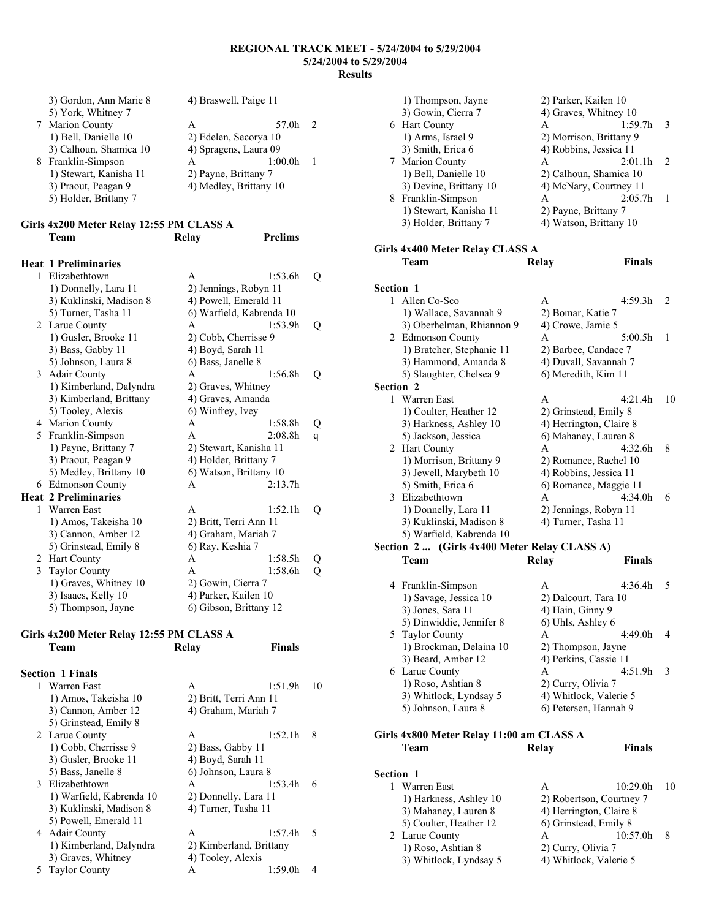# REGIONAL TRACK MEET - 5/24/2004 to 5/29/2004
## 5/24/2004 to 5/29/2004
## Results

| | | | | |
|---|---|---|---|---|
| | 3) Gordon, Ann Marie 8 | 4) Braswell, Paige 11 | | |
| | 5) York, Whitney 7 | | | |
| 7 | Marion County | A | 57.0h | 2 |
| | 1) Bell, Danielle 10 | 2) Edelen, Secorya 10 | | |
| | 3) Calhoun, Shamica 10 | 4) Spragens, Laura 09 | | |
| 8 | Franklin-Simpson | A | 1:00.0h | 1 |
| | 1) Stewart, Kanisha 11 | 2) Payne, Brittany 7 | | |
| | 3) Praout, Peagan 9 | 4) Medley, Brittany 10 | | |
| | 5) Holder, Brittany 7 | | | |

### Girls 4x200 Meter Relay 12:55 PM CLASS A

| | Team | Relay | Prelims | |
|---|---|---|---|---|
| **Heat 1 Preliminaries** | | | | |
| 1 | Elizabethtown | A | 1:53.6h | Q |
| | 1) Donnelly, Lara 11 | 2) Jennings, Robyn 11 | | |
| | 3) Kuklinski, Madison 8 | 4) Powell, Emerald 11 | | |
| | 5) Turner, Tasha 11 | 6) Warfield, Kabrenda 10 | | |
| 2 | Larue County | A | 1:53.9h | Q |
| | 1) Gusler, Brooke 11 | 2) Cobb, Cherrisse 9 | | |
| | 3) Bass, Gabby 11 | 4) Boyd, Sarah 11 | | |
| | 5) Johnson, Laura 8 | 6) Bass, Janelle 8 | | |
| 3 | Adair County | A | 1:56.8h | Q |
| | 1) Kimberland, Dalyndra | 2) Graves, Whitney | | |
| | 3) Kimberland, Brittany | 4) Graves, Amanda | | |
| | 5) Tooley, Alexis | 6) Winfrey, Ivey | | |
| 4 | Marion County | A | 1:58.8h | Q |
| 5 | Franklin-Simpson | A | 2:08.8h | q |
| | 1) Payne, Brittany 7 | 2) Stewart, Kanisha 11 | | |
| | 3) Praout, Peagan 9 | 4) Holder, Brittany 7 | | |
| | 5) Medley, Brittany 10 | 6) Watson, Brittany 10 | | |
| 6 | Edmonson County | A | 2:13.7h | |
| **Heat 2 Preliminaries** | | | | |
| 1 | Warren East | A | 1:52.1h | Q |
| | 1) Amos, Takeisha 10 | 2) Britt, Terri Ann 11 | | |
| | 3) Cannon, Amber 12 | 4) Graham, Mariah 7 | | |
| | 5) Grinstead, Emily 8 | 6) Ray, Keshia 7 | | |
| 2 | Hart County | A | 1:58.5h | Q |
| 3 | Taylor County | A | 1:58.6h | Q |
| | 1) Graves, Whitney 10 | 2) Gowin, Cierra 7 | | |
| | 3) Isaacs, Kelly 10 | 4) Parker, Kailen 10 | | |
| | 5) Thompson, Jayne | 6) Gibson, Brittany 12 | | |

### Girls 4x200 Meter Relay 12:55 PM CLASS A

| | Team | Relay | Finals | |
|---|---|---|---|---|
| **Section 1 Finals** | | | | |
| 1 | Warren East | A | 1:51.9h | 10 |
| | 1) Amos, Takeisha 10 | 2) Britt, Terri Ann 11 | | |
| | 3) Cannon, Amber 12 | 4) Graham, Mariah 7 | | |
| | 5) Grinstead, Emily 8 | | | |
| 2 | Larue County | A | 1:52.1h | 8 |
| | 1) Cobb, Cherrisse 9 | 2) Bass, Gabby 11 | | |
| | 3) Gusler, Brooke 11 | 4) Boyd, Sarah 11 | | |
| | 5) Bass, Janelle 8 | 6) Johnson, Laura 8 | | |
| 3 | Elizabethtown | A | 1:53.4h | 6 |
| | 1) Warfield, Kabrenda 10 | 2) Donnelly, Lara 11 | | |
| | 3) Kuklinski, Madison 8 | 4) Turner, Tasha 11 | | |
| | 5) Powell, Emerald 11 | | | |
| 4 | Adair County | A | 1:57.4h | 5 |
| | 1) Kimberland, Dalyndra | 2) Kimberland, Brittany | | |
| | 3) Graves, Whitney | 4) Tooley, Alexis | | |
| 5 | Taylor County | A | 1:59.0h | 4 |
| | 1) Thompson, Jayne | 2) Parker, Kailen 10 | | |
| | 3) Gowin, Cierra 7 | 4) Graves, Whitney 10 | | |
| 6 | Hart County | A | 1:59.7h | 3 |
| | 1) Arms, Israel 9 | 2) Morrison, Brittany 9 | | |
| | 3) Smith, Erica 6 | 4) Robbins, Jessica 11 | | |
| 7 | Marion County | A | 2:01.1h | 2 |
| | 1) Bell, Danielle 10 | 2) Calhoun, Shamica 10 | | |
| | 3) Devine, Brittany 10 | 4) McNary, Courtney 11 | | |
| 8 | Franklin-Simpson | A | 2:05.7h | 1 |
| | 1) Stewart, Kanisha 11 | 2) Payne, Brittany 7 | | |
| | 3) Holder, Brittany 7 | 4) Watson, Brittany 10 | | |

### Girls 4x400 Meter Relay CLASS A

| | Team | Relay | Finals | |
|---|---|---|---|---|
| **Section 1** | | | | |
| 1 | Allen Co-Sco | A | 4:59.3h | 2 |
| | 1) Wallace, Savannah 9 | 2) Bomar, Katie 7 | | |
| | 3) Oberhelman, Rhiannon 9 | 4) Crowe, Jamie 5 | | |
| 2 | Edmonson County | A | 5:00.5h | 1 |
| | 1) Bratcher, Stephanie 11 | 2) Barbee, Candace 7 | | |
| | 3) Hammond, Amanda 8 | 4) Duvall, Savannah 7 | | |
| | 5) Slaughter, Chelsea 9 | 6) Meredith, Kim 11 | | |
| **Section 2** | | | | |
| 1 | Warren East | A | 4:21.4h | 10 |
| | 1) Coulter, Heather 12 | 2) Grinstead, Emily 8 | | |
| | 3) Harkness, Ashley 10 | 4) Herrington, Claire 8 | | |
| | 5) Jackson, Jessica | 6) Mahaney, Lauren 8 | | |
| 2 | Hart County | A | 4:32.6h | 8 |
| | 1) Morrison, Brittany 9 | 2) Romance, Rachel 10 | | |
| | 3) Jewell, Marybeth 10 | 4) Robbins, Jessica 11 | | |
| | 5) Smith, Erica 6 | 6) Romance, Maggie 11 | | |
| 3 | Elizabethtown | A | 4:34.0h | 6 |
| | 1) Donnelly, Lara 11 | 2) Jennings, Robyn 11 | | |
| | 3) Kuklinski, Madison 8 | 4) Turner, Tasha 11 | | |
| | 5) Warfield, Kabrenda 10 | | | |

**Section 2 ... (Girls 4x400 Meter Relay CLASS A)**

| | Team | Relay | Finals | |
|---|---|---|---|---|
| 4 | Franklin-Simpson | A | 4:36.4h | 5 |
| | 1) Savage, Jessica 10 | 2) Dalcourt, Tara 10 | | |
| | 3) Jones, Sara 11 | 4) Hain, Ginny 9 | | |
| | 5) Dinwiddie, Jennifer 8 | 6) Uhls, Ashley 6 | | |
| 5 | Taylor County | A | 4:49.0h | 4 |
| | 1) Brockman, Delaina 10 | 2) Thompson, Jayne | | |
| | 3) Beard, Amber 12 | 4) Perkins, Cassie 11 | | |
| 6 | Larue County | A | 4:51.9h | 3 |
| | 1) Roso, Ashtian 8 | 2) Curry, Olivia 7 | | |
| | 3) Whitlock, Lyndsay 5 | 4) Whitlock, Valerie 5 | | |
| | 5) Johnson, Laura 8 | 6) Petersen, Hannah 9 | | |

### Girls 4x800 Meter Relay 11:00 am CLASS A

| | Team | Relay | Finals | |
|---|---|---|---|---|
| **Section 1** | | | | |
| 1 | Warren East | A | 10:29.0h | 10 |
| | 1) Harkness, Ashley 10 | 2) Robertson, Courtney 7 | | |
| | 3) Mahaney, Lauren 8 | 4) Herrington, Claire 8 | | |
| | 5) Coulter, Heather 12 | 6) Grinstead, Emily 8 | | |
| 2 | Larue County | A | 10:57.0h | 8 |
| | 1) Roso, Ashtian 8 | 2) Curry, Olivia 7 | | |
| | 3) Whitlock, Lyndsay 5 | 4) Whitlock, Valerie 5 | | |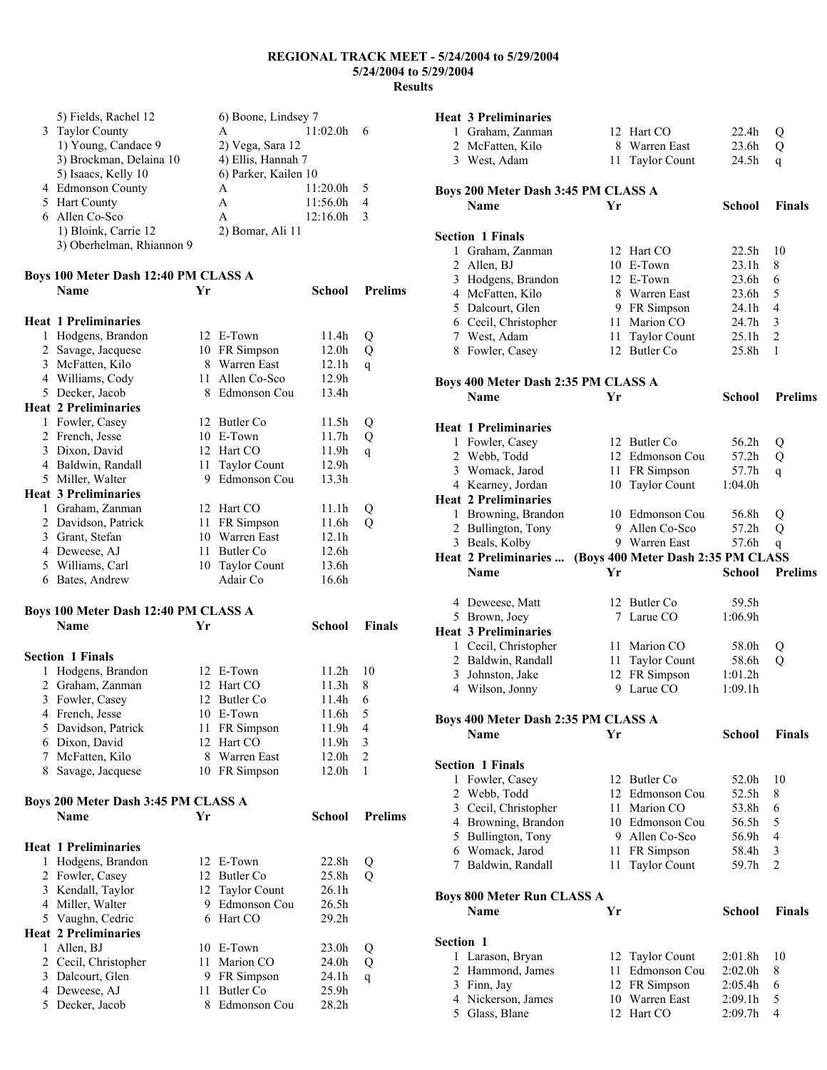**REGIONAL TRACK MEET - 5/24/2004 to 5/29/2004**
**5/24/2004 to 5/29/2004**
**Results**

| | | | | | |
|---|---|---|---|---|---|
| | 5) Fields, Rachel 12 | 6) Boone, Lindsey 7 | | | |
| 3 | Taylor County | A | | 11:02.0h | 6 |
| | 1) Young, Candace 9 | 2) Vega, Sara 12 | | | |
| | 3) Brockman, Delaina 10 | 4) Ellis, Hannah 7 | | | |
| | 5) Isaacs, Kelly 10 | 6) Parker, Kailen 10 | | | |
| 4 | Edmonson County | A | | 11:20.0h | 5 |
| 5 | Hart County | A | | 11:56.0h | 4 |
| 6 | Allen Co-Sco | A | | 12:16.0h | 3 |
| | 1) Bloink, Carrie 12 | 2) Bomar, Ali 11 | | | |
| | 3) Oberhelman, Rhiannon 9 | | | | |

## Boys 100 Meter Dash 12:40 PM CLASS A

| | Name | Yr | School | Prelims | |
|---|---|---|---|---|---|
| **Heat 1 Preliminaries** | | | | | |
| 1 | Hodgens, Brandon | 12 | E-Town | 11.4h | Q |
| 2 | Savage, Jacquese | 10 | FR Simpson | 12.0h | Q |
| 3 | McFatten, Kilo | 8 | Warren East | 12.1h | q |
| 4 | Williams, Cody | 11 | Allen Co-Sco | 12.9h | |
| 5 | Decker, Jacob | 8 | Edmonson Cou | 13.4h | |
| **Heat 2 Preliminaries** | | | | | |
| 1 | Fowler, Casey | 12 | Butler Co | 11.5h | Q |
| 2 | French, Jesse | 10 | E-Town | 11.7h | Q |
| 3 | Dixon, David | 12 | Hart CO | 11.9h | q |
| 4 | Baldwin, Randall | 11 | Taylor Count | 12.9h | |
| 5 | Miller, Walter | 9 | Edmonson Cou | 13.3h | |
| **Heat 3 Preliminaries** | | | | | |
| 1 | Graham, Zanman | 12 | Hart CO | 11.1h | Q |
| 2 | Davidson, Patrick | 11 | FR Simpson | 11.6h | Q |
| 3 | Grant, Stefan | 10 | Warren East | 12.1h | |
| 4 | Deweese, AJ | 11 | Butler Co | 12.6h | |
| 5 | Williams, Carl | 10 | Taylor Count | 13.6h | |
| 6 | Bates, Andrew | | Adair Co | 16.6h | |

## Boys 100 Meter Dash 12:40 PM CLASS A

| | Name | Yr | School | Finals | |
|---|---|---|---|---|---|
| **Section 1 Finals** | | | | | |
| 1 | Hodgens, Brandon | 12 | E-Town | 11.2h | 10 |
| 2 | Graham, Zanman | 12 | Hart CO | 11.3h | 8 |
| 3 | Fowler, Casey | 12 | Butler Co | 11.4h | 6 |
| 4 | French, Jesse | 10 | E-Town | 11.6h | 5 |
| 5 | Davidson, Patrick | 11 | FR Simpson | 11.9h | 4 |
| 6 | Dixon, David | 12 | Hart CO | 11.9h | 3 |
| 7 | McFatten, Kilo | 8 | Warren East | 12.0h | 2 |
| 8 | Savage, Jacquese | 10 | FR Simpson | 12.0h | 1 |

## Boys 200 Meter Dash 3:45 PM CLASS A

| | Name | Yr | School | Prelims | |
|---|---|---|---|---|---|
| **Heat 1 Preliminaries** | | | | | |
| 1 | Hodgens, Brandon | 12 | E-Town | 22.8h | Q |
| 2 | Fowler, Casey | 12 | Butler Co | 25.8h | Q |
| 3 | Kendall, Taylor | 12 | Taylor Count | 26.1h | |
| 4 | Miller, Walter | 9 | Edmonson Cou | 26.5h | |
| 5 | Vaughn, Cedric | 6 | Hart CO | 29.2h | |
| **Heat 2 Preliminaries** | | | | | |
| 1 | Allen, BJ | 10 | E-Town | 23.0h | Q |
| 2 | Cecil, Christopher | 11 | Marion CO | 24.0h | Q |
| 3 | Dalcourt, Glen | 9 | FR Simpson | 24.1h | q |
| 4 | Deweese, AJ | 11 | Butler Co | 25.9h | |
| 5 | Decker, Jacob | 8 | Edmonson Cou | 28.2h | |
| **Heat 3 Preliminaries** | | | | | |
| 1 | Graham, Zanman | 12 | Hart CO | 22.4h | Q |
| 2 | McFatten, Kilo | 8 | Warren East | 23.6h | Q |
| 3 | West, Adam | 11 | Taylor Count | 24.5h | q |

## Boys 200 Meter Dash 3:45 PM CLASS A

| | Name | Yr | School | Finals | |
|---|---|---|---|---|---|
| **Section 1 Finals** | | | | | |
| 1 | Graham, Zanman | 12 | Hart CO | 22.5h | 10 |
| 2 | Allen, BJ | 10 | E-Town | 23.1h | 8 |
| 3 | Hodgens, Brandon | 12 | E-Town | 23.6h | 6 |
| 4 | McFatten, Kilo | 8 | Warren East | 23.6h | 5 |
| 5 | Dalcourt, Glen | 9 | FR Simpson | 24.1h | 4 |
| 6 | Cecil, Christopher | 11 | Marion CO | 24.7h | 3 |
| 7 | West, Adam | 11 | Taylor Count | 25.1h | 2 |
| 8 | Fowler, Casey | 12 | Butler Co | 25.8h | 1 |

## Boys 400 Meter Dash 2:35 PM CLASS A

| | Name | Yr | School | Prelims | |
|---|---|---|---|---|---|
| **Heat 1 Preliminaries** | | | | | |
| 1 | Fowler, Casey | 12 | Butler Co | 56.2h | Q |
| 2 | Webb, Todd | 12 | Edmonson Cou | 57.2h | Q |
| 3 | Womack, Jarod | 11 | FR Simpson | 57.7h | q |
| 4 | Kearney, Jordan | 10 | Taylor Count | 1:04.0h | |
| **Heat 2 Preliminaries** | | | | | |
| 1 | Browning, Brandon | 10 | Edmonson Cou | 56.8h | Q |
| 2 | Bullington, Tony | 9 | Allen Co-Sco | 57.2h | Q |
| 3 | Beals, Kolby | 9 | Warren East | 57.6h | q |
| 4 | Deweese, Matt | 12 | Butler Co | 59.5h | |
| 5 | Brown, Joey | 7 | Larue CO | 1:06.9h | |
| **Heat 3 Preliminaries** | | | | | |
| 1 | Cecil, Christopher | 11 | Marion CO | 58.0h | Q |
| 2 | Baldwin, Randall | 11 | Taylor Count | 58.6h | Q |
| 3 | Johnston, Jake | 12 | FR Simpson | 1:01.2h | |
| 4 | Wilson, Jonny | 9 | Larue CO | 1:09.1h | |

## Boys 400 Meter Dash 2:35 PM CLASS A

| | Name | Yr | School | Finals | |
|---|---|---|---|---|---|
| **Section 1 Finals** | | | | | |
| 1 | Fowler, Casey | 12 | Butler Co | 52.0h | 10 |
| 2 | Webb, Todd | 12 | Edmonson Cou | 52.5h | 8 |
| 3 | Cecil, Christopher | 11 | Marion CO | 53.8h | 6 |
| 4 | Browning, Brandon | 10 | Edmonson Cou | 56.5h | 5 |
| 5 | Bullington, Tony | 9 | Allen Co-Sco | 56.9h | 4 |
| 6 | Womack, Jarod | 11 | FR Simpson | 58.4h | 3 |
| 7 | Baldwin, Randall | 11 | Taylor Count | 59.7h | 2 |

## Boys 800 Meter Run CLASS A

| | Name | Yr | School | Finals | |
|---|---|---|---|---|---|
| **Section 1** | | | | | |
| 1 | Larason, Bryan | 12 | Taylor Count | 2:01.8h | 10 |
| 2 | Hammond, James | 11 | Edmonson Cou | 2:02.0h | 8 |
| 3 | Finn, Jay | 12 | FR Simpson | 2:05.4h | 6 |
| 4 | Nickerson, James | 10 | Warren East | 2:09.1h | 5 |
| 5 | Glass, Blane | 12 | Hart CO | 2:09.7h | 4 |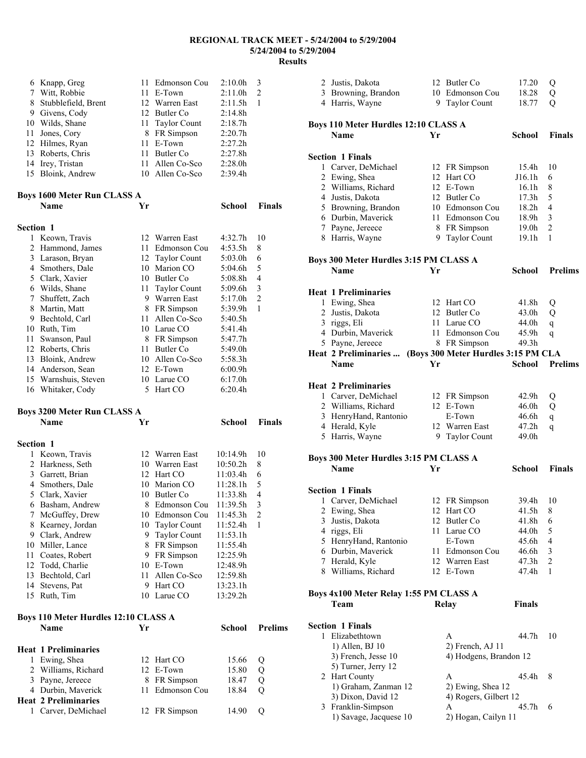# REGIONAL TRACK MEET - 5/24/2004 to 5/29/2004
## 5/24/2004 to 5/29/2004
## Results

| | Name | Yr | School | Finals | Points |
|---|---|---|---|---|---|
| 6 | Knapp, Greg | 11 | Edmonson Cou | 2:10.0h | 3 |
| 7 | Witt, Robbie | 11 | E-Town | 2:11.0h | 2 |
| 8 | Stubblefield, Brent | 12 | Warren East | 2:11.5h | 1 |
| 9 | Givens, Cody | 12 | Butler Co | 2:14.8h | |
| 10 | Wilds, Shane | 11 | Taylor Count | 2:18.7h | |
| 11 | Jones, Cory | 8 | FR Simpson | 2:20.7h | |
| 12 | Hilmes, Ryan | 11 | E-Town | 2:27.2h | |
| 13 | Roberts, Chris | 11 | Butler Co | 2:27.8h | |
| 14 | Irey, Tristan | 11 | Allen Co-Sco | 2:28.0h | |
| 15 | Bloink, Andrew | 10 | Allen Co-Sco | 2:39.4h | |

### Boys 1600 Meter Run CLASS A

**Section 1**

| | Name | Yr | School | Finals | Points |
|---|---|---|---|---|---|
| 1 | Keown, Travis | 12 | Warren East | 4:32.7h | 10 |
| 2 | Hammond, James | 11 | Edmonson Cou | 4:53.5h | 8 |
| 3 | Larason, Bryan | 12 | Taylor Count | 5:03.0h | 6 |
| 4 | Smothers, Dale | 10 | Marion CO | 5:04.6h | 5 |
| 5 | Clark, Xavier | 10 | Butler Co | 5:08.8h | 4 |
| 6 | Wilds, Shane | 11 | Taylor Count | 5:09.6h | 3 |
| 7 | Shuffett, Zach | 9 | Warren East | 5:17.0h | 2 |
| 8 | Martin, Matt | 8 | FR Simpson | 5:39.9h | 1 |
| 9 | Bechtold, Carl | 11 | Allen Co-Sco | 5:40.5h | |
| 10 | Ruth, Tim | 10 | Larue CO | 5:41.4h | |
| 11 | Swanson, Paul | 8 | FR Simpson | 5:47.7h | |
| 12 | Roberts, Chris | 11 | Butler Co | 5:49.0h | |
| 13 | Bloink, Andrew | 10 | Allen Co-Sco | 5:58.3h | |
| 14 | Anderson, Sean | 12 | E-Town | 6:00.9h | |
| 15 | Warnshuis, Steven | 10 | Larue CO | 6:17.0h | |
| 16 | Whitaker, Cody | 5 | Hart CO | 6:20.4h | |

### Boys 3200 Meter Run CLASS A

**Section 1**

| | Name | Yr | School | Finals | Points |
|---|---|---|---|---|---|
| 1 | Keown, Travis | 12 | Warren East | 10:14.9h | 10 |
| 2 | Harkness, Seth | 10 | Warren East | 10:50.2h | 8 |
| 3 | Garrett, Brian | 12 | Hart CO | 11:03.4h | 6 |
| 4 | Smothers, Dale | 10 | Marion CO | 11:28.1h | 5 |
| 5 | Clark, Xavier | 10 | Butler Co | 11:33.8h | 4 |
| 6 | Basham, Andrew | 8 | Edmonson Cou | 11:39.5h | 3 |
| 7 | McGuffey, Drew | 10 | Edmonson Cou | 11:45.3h | 2 |
| 8 | Kearney, Jordan | 10 | Taylor Count | 11:52.4h | 1 |
| 9 | Clark, Andrew | 9 | Taylor Count | 11:53.1h | |
| 10 | Miller, Lance | 8 | FR Simpson | 11:55.4h | |
| 11 | Coates, Robert | 9 | FR Simpson | 12:25.9h | |
| 12 | Todd, Charlie | 10 | E-Town | 12:48.9h | |
| 13 | Bechtold, Carl | 11 | Allen Co-Sco | 12:59.8h | |
| 14 | Stevens, Pat | 9 | Hart CO | 13:23.1h | |
| 15 | Ruth, Tim | 10 | Larue CO | 13:29.2h | |

### Boys 110 Meter Hurdles 12:10 CLASS A

| | Name | Yr | School | Prelims | |
|---|---|---|---|---|---|
| **Heat 1 Preliminaries** | | | | | |
| 1 | Ewing, Shea | 12 | Hart CO | 15.66 | Q |
| 2 | Williams, Richard | 12 | E-Town | 15.80 | Q |
| 3 | Payne, Jereece | 8 | FR Simpson | 18.47 | Q |
| 4 | Durbin, Maverick | 11 | Edmonson Cou | 18.84 | Q |
| **Heat 2 Preliminaries** | | | | | |
| 1 | Carver, DeMichael | 12 | FR Simpson | 14.90 | Q |
| 2 | Justis, Dakota | 12 | Butler Co | 17.20 | Q |
| 3 | Browning, Brandon | 10 | Edmonson Cou | 18.28 | Q |
| 4 | Harris, Wayne | 9 | Taylor Count | 18.77 | Q |

### Boys 110 Meter Hurdles 12:10 CLASS A

**Section 1 Finals**

| | Name | Yr | School | Finals | Points |
|---|---|---|---|---|---|
| 1 | Carver, DeMichael | 12 | FR Simpson | 15.4h | 10 |
| 2 | Ewing, Shea | 12 | Hart CO | J16.1h | 6 |
| 2 | Williams, Richard | 12 | E-Town | 16.1h | 8 |
| 4 | Justis, Dakota | 12 | Butler Co | 17.3h | 5 |
| 5 | Browning, Brandon | 10 | Edmonson Cou | 18.2h | 4 |
| 6 | Durbin, Maverick | 11 | Edmonson Cou | 18.9h | 3 |
| 7 | Payne, Jereece | 8 | FR Simpson | 19.0h | 2 |
| 8 | Harris, Wayne | 9 | Taylor Count | 19.1h | 1 |

### Boys 300 Meter Hurdles 3:15 PM CLASS A

| | Name | Yr | School | Prelims | |
|---|---|---|---|---|---|
| **Heat 1 Preliminaries** | | | | | |
| 1 | Ewing, Shea | 12 | Hart CO | 41.8h | Q |
| 2 | Justis, Dakota | 12 | Butler Co | 43.0h | Q |
| 3 | riggs, Eli | 11 | Larue CO | 44.0h | q |
| 4 | Durbin, Maverick | 11 | Edmonson Cou | 45.9h | q |
| 5 | Payne, Jereece | 8 | FR Simpson | 49.3h | |

**Heat 2 Preliminaries ... (Boys 300 Meter Hurdles 3:15 PM CLA**

| | Name | Yr | School | Prelims | |
|---|---|---|---|---|---|
| **Heat 2 Preliminaries** | | | | | |
| 1 | Carver, DeMichael | 12 | FR Simpson | 42.9h | Q |
| 2 | Williams, Richard | 12 | E-Town | 46.0h | Q |
| 3 | HenryHand, Rantonio | | E-Town | 46.6h | q |
| 4 | Herald, Kyle | 12 | Warren East | 47.2h | q |
| 5 | Harris, Wayne | 9 | Taylor Count | 49.0h | |

### Boys 300 Meter Hurdles 3:15 PM CLASS A

**Section 1 Finals**

| | Name | Yr | School | Finals | Points |
|---|---|---|---|---|---|
| 1 | Carver, DeMichael | 12 | FR Simpson | 39.4h | 10 |
| 2 | Ewing, Shea | 12 | Hart CO | 41.5h | 8 |
| 3 | Justis, Dakota | 12 | Butler Co | 41.8h | 6 |
| 4 | riggs, Eli | 11 | Larue CO | 44.0h | 5 |
| 5 | HenryHand, Rantonio | | E-Town | 45.6h | 4 |
| 6 | Durbin, Maverick | 11 | Edmonson Cou | 46.6h | 3 |
| 7 | Herald, Kyle | 12 | Warren East | 47.3h | 2 |
| 8 | Williams, Richard | 12 | E-Town | 47.4h | 1 |

### Boys 4x100 Meter Relay 1:55 PM CLASS A

**Section 1 Finals**

| | Team | Relay | Finals | Points |
|---|---|---|---|---|
| 1 | Elizabethtown | A | 44.7h | 10 |
| | 1) Allen, BJ 10 | 2) French, AJ 11 | | |
| | 3) French, Jesse 10 | 4) Hodgens, Brandon 12 | | |
| | 5) Turner, Jerry 12 | | | |
| 2 | Hart County | A | 45.4h | 8 |
| | 1) Graham, Zanman 12 | 2) Ewing, Shea 12 | | |
| | 3) Dixon, David 12 | 4) Rogers, Gilbert 12 | | |
| 3 | Franklin-Simpson | A | 45.7h | 6 |
| | 1) Savage, Jacquese 10 | 2) Hogan, Cailyn 11 | | |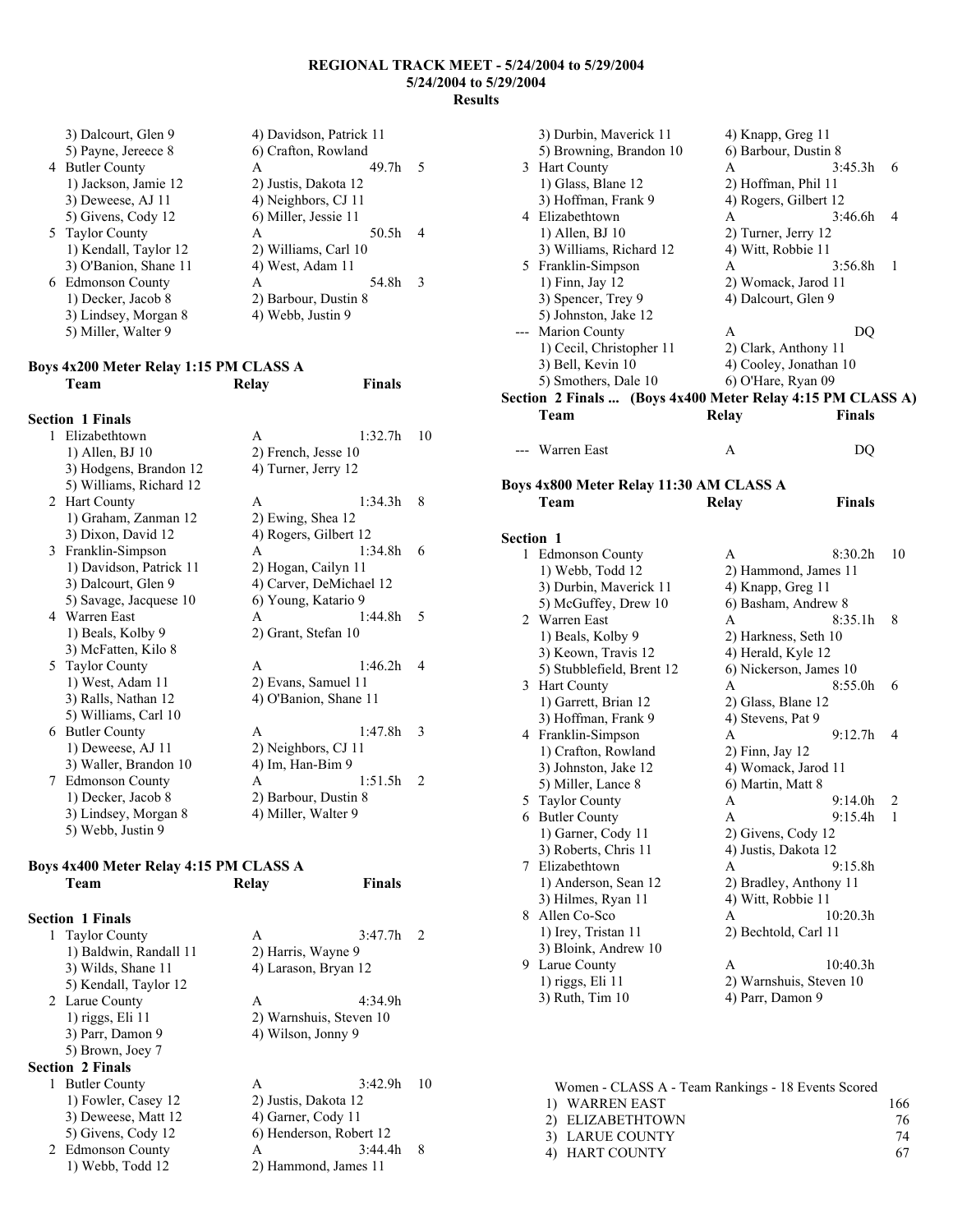**REGIONAL TRACK MEET - 5/24/2004 to 5/29/2004**
**5/24/2004 to 5/29/2004**
**Results**

```
    3) Dalcourt, Glen 9             4) Davidson, Patrick 11
    5) Payne, Jereece 8             6) Crafton, Rowland
 4 Butler County                   A                 49.7h    5
    1) Jackson, Jamie 12            2) Justis, Dakota 12
    3) Deweese, AJ 11               4) Neighbors, CJ 11
    5) Givens, Cody 12              6) Miller, Jessie 11
 5 Taylor County                   A                 50.5h    4
    1) Kendall, Taylor 12           2) Williams, Carl 10
    3) O'Banion, Shane 11           4) West, Adam 11
 6 Edmonson County                 A                 54.8h    3
    1) Decker, Jacob 8              2) Barbour, Dustin 8
    3) Lindsey, Morgan 8            4) Webb, Justin 9
    5) Miller, Walter 9
```

**Boys 4x200 Meter Relay 1:15 PM CLASS A**

```
    Team                           Relay               Finals

Section  1 Finals
 1 Elizabethtown                   A               1:32.7h   10
    1) Allen, BJ 10                 2) French, Jesse 10
    3) Hodgens, Brandon 12          4) Turner, Jerry 12
    5) Williams, Richard 12
 2 Hart County                     A               1:34.3h    8
    1) Graham, Zanman 12            2) Ewing, Shea 12
    3) Dixon, David 12              4) Rogers, Gilbert 12
 3 Franklin-Simpson                A               1:34.8h    6
    1) Davidson, Patrick 11         2) Hogan, Cailyn 11
    3) Dalcourt, Glen 9             4) Carver, DeMichael 12
    5) Savage, Jacquese 10          6) Young, Katario 9
 4 Warren East                     A               1:44.8h    5
    1) Beals, Kolby 9               2) Grant, Stefan 10
    3) McFatten, Kilo 8
 5 Taylor County                   A               1:46.2h    4
    1) West, Adam 11                2) Evans, Samuel 11
    3) Ralls, Nathan 12             4) O'Banion, Shane 11
    5) Williams, Carl 10
 6 Butler County                   A               1:47.8h    3
    1) Deweese, AJ 11               2) Neighbors, CJ 11
    3) Waller, Brandon 10           4) Im, Han-Bim 9
 7 Edmonson County                 A               1:51.5h    2
    1) Decker, Jacob 8              2) Barbour, Dustin 8
    3) Lindsey, Morgan 8            4) Miller, Walter 9
    5) Webb, Justin 9
```

**Boys 4x400 Meter Relay 4:15 PM CLASS A**

```
    Team                           Relay               Finals

Section  1 Finals
 1 Taylor County                   A               3:47.7h    2
    1) Baldwin, Randall 11          2) Harris, Wayne 9
    3) Wilds, Shane 11              4) Larason, Bryan 12
    5) Kendall, Taylor 12
 2 Larue County                    A               4:34.9h
    1) riggs, Eli 11                2) Warnshuis, Steven 10
    3) Parr, Damon 9                4) Wilson, Jonny 9
    5) Brown, Joey 7
Section  2 Finals
 1 Butler County                   A               3:42.9h   10
    1) Fowler, Casey 12             2) Justis, Dakota 12
    3) Deweese, Matt 12             4) Garner, Cody 11
    5) Givens, Cody 12              6) Henderson, Robert 12
 2 Edmonson County                 A               3:44.4h    8
    1) Webb, Todd 12                2) Hammond, James 11
    3) Durbin, Maverick 11          4) Knapp, Greg 11
    5) Browning, Brandon 10         6) Barbour, Dustin 8
 3 Hart County                     A               3:45.3h    6
    1) Glass, Blane 12              2) Hoffman, Phil 11
    3) Hoffman, Frank 9             4) Rogers, Gilbert 12
 4 Elizabethtown                   A               3:46.6h    4
    1) Allen, BJ 10                 2) Turner, Jerry 12
    3) Williams, Richard 12         4) Witt, Robbie 11
 5 Franklin-Simpson                A               3:56.8h    1
    1) Finn, Jay 12                 2) Womack, Jarod 11
    3) Spencer, Trey 9              4) Dalcourt, Glen 9
    5) Johnston, Jake 12
 --- Marion County                 A                    DQ
    1) Cecil, Christopher 11        2) Clark, Anthony 11
    3) Bell, Kevin 10               4) Cooley, Jonathan 10
    5) Smothers, Dale 10            6) O'Hare, Ryan 09
Section  2 Finals ...  (Boys 4x400 Meter Relay 4:15 PM CLASS A)
    Team                           Relay               Finals

 --- Warren East                   A                    DQ
```

**Boys 4x800 Meter Relay 11:30 AM CLASS A**

```
    Team                           Relay               Finals

Section  1
 1 Edmonson County                 A               8:30.2h   10
    1) Webb, Todd 12                2) Hammond, James 11
    3) Durbin, Maverick 11          4) Knapp, Greg 11
    5) McGuffey, Drew 10            6) Basham, Andrew 8
 2 Warren East                     A               8:35.1h    8
    1) Beals, Kolby 9               2) Harkness, Seth 10
    3) Keown, Travis 12             4) Herald, Kyle 12
    5) Stubblefield, Brent 12       6) Nickerson, James 10
 3 Hart County                     A               8:55.0h    6
    1) Garrett, Brian 12            2) Glass, Blane 12
    3) Hoffman, Frank 9             4) Stevens, Pat 9
 4 Franklin-Simpson                A               9:12.7h    4
    1) Crafton, Rowland             2) Finn, Jay 12
    3) Johnston, Jake 12            4) Womack, Jarod 11
    5) Miller, Lance 8              6) Martin, Matt 8
 5 Taylor County                   A               9:14.0h    2
 6 Butler County                   A               9:15.4h    1
    1) Garner, Cody 11              2) Givens, Cody 12
    3) Roberts, Chris 11            4) Justis, Dakota 12
 7 Elizabethtown                   A               9:15.8h
    1) Anderson, Sean 12            2) Bradley, Anthony 11
    3) Hilmes, Ryan 11              4) Witt, Robbie 11
 8 Allen Co-Sco                    A              10:20.3h
    1) Irey, Tristan 11             2) Bechtold, Carl 11
    3) Bloink, Andrew 10
 9 Larue County                    A              10:40.3h
    1) riggs, Eli 11                2) Warnshuis, Steven 10
    3) Ruth, Tim 10                 4) Parr, Damon 9
```

```
   Women - CLASS A - Team Rankings - 18 Events Scored
  1) WARREN EAST                                   166
  2) ELIZABETHTOWN                                  76
  3) LARUE COUNTY                                   74
  4) HART COUNTY                                    67
```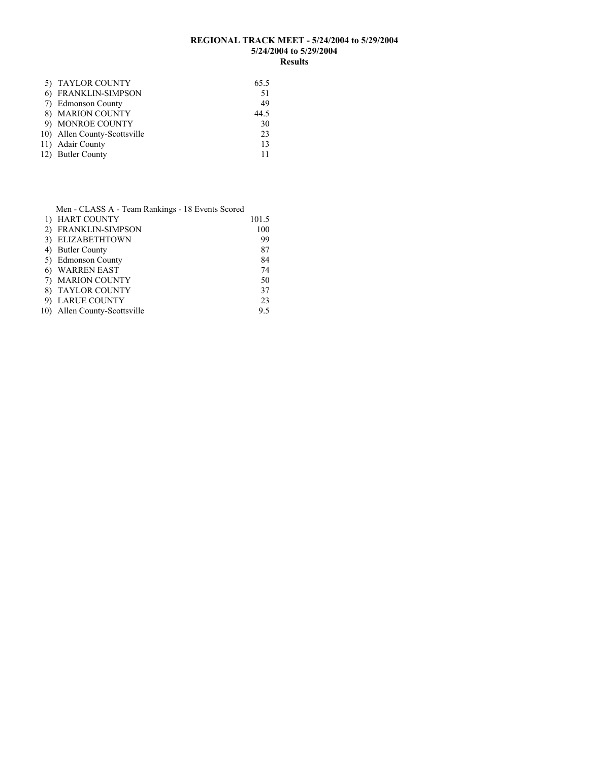**REGIONAL TRACK MEET - 5/24/2004 to 5/29/2004**
**5/24/2004 to 5/29/2004**
**Results**

| | | |
|---|---|---|
| 5) | TAYLOR COUNTY | 65.5 |
| 6) | FRANKLIN-SIMPSON | 51 |
| 7) | Edmonson County | 49 |
| 8) | MARION COUNTY | 44.5 |
| 9) | MONROE COUNTY | 30 |
| 10) | Allen County-Scottsville | 23 |
| 11) | Adair County | 13 |
| 12) | Butler County | 11 |

Men - CLASS A - Team Rankings - 18 Events Scored

| | | |
|---|---|---|
| 1) | HART COUNTY | 101.5 |
| 2) | FRANKLIN-SIMPSON | 100 |
| 3) | ELIZABETHTOWN | 99 |
| 4) | Butler County | 87 |
| 5) | Edmonson County | 84 |
| 6) | WARREN EAST | 74 |
| 7) | MARION COUNTY | 50 |
| 8) | TAYLOR COUNTY | 37 |
| 9) | LARUE COUNTY | 23 |
| 10) | Allen County-Scottsville | 9.5 |